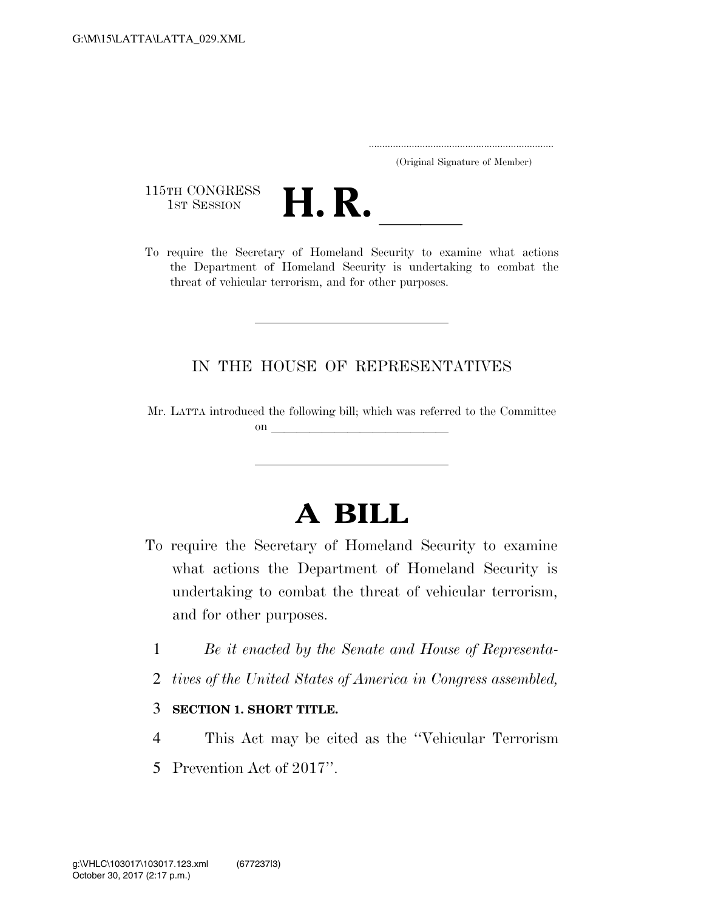.....................................................................
(Original Signature of Member)

115TH CONGRESS
1ST SESSION

# H. R. \_\_\_\_\_\_

To require the Secretary of Homeland Security to examine what actions the Department of Homeland Security is undertaking to combat the threat of vehicular terrorism, and for other purposes.

---

IN THE HOUSE OF REPRESENTATIVES

Mr. LATTA introduced the following bill; which was referred to the Committee on \_\_\_\_\_\_\_\_\_\_\_\_\_\_\_\_\_\_\_\_\_\_\_\_\_\_\_\_\_\_

---

# A BILL

To require the Secretary of Homeland Security to examine what actions the Department of Homeland Security is undertaking to combat the threat of vehicular terrorism, and for other purposes.

1 *Be it enacted by the Senate and House of Representa-*
2 *tives of the United States of America in Congress assembled,*

3 **SECTION 1. SHORT TITLE.**

4 This Act may be cited as the ''Vehicular Terrorism
5 Prevention Act of 2017''.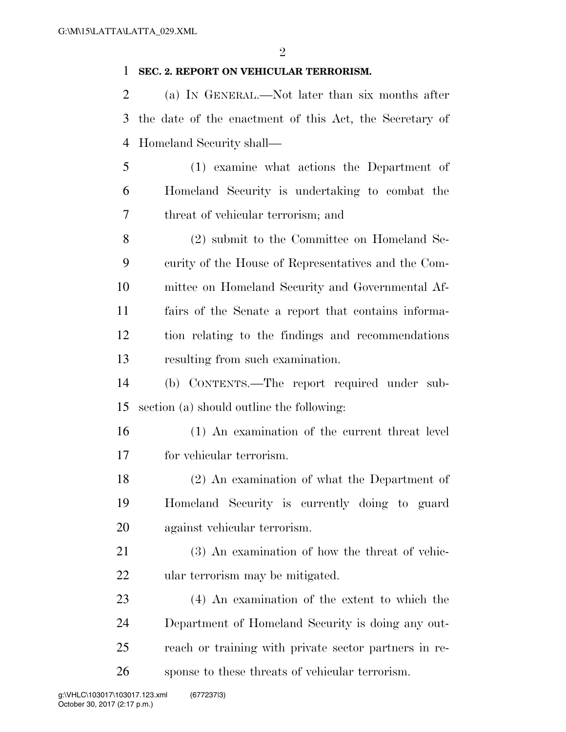**SEC. 2. REPORT ON VEHICULAR TERRORISM.**

(a) IN GENERAL.—Not later than six months after the date of the enactment of this Act, the Secretary of Homeland Security shall—

(1) examine what actions the Department of Homeland Security is undertaking to combat the threat of vehicular terrorism; and

(2) submit to the Committee on Homeland Security of the House of Representatives and the Committee on Homeland Security and Governmental Affairs of the Senate a report that contains information relating to the findings and recommendations resulting from such examination.

(b) CONTENTS.—The report required under subsection (a) should outline the following:

(1) An examination of the current threat level for vehicular terrorism.

(2) An examination of what the Department of Homeland Security is currently doing to guard against vehicular terrorism.

(3) An examination of how the threat of vehicular terrorism may be mitigated.

(4) An examination of the extent to which the Department of Homeland Security is doing any outreach or training with private sector partners in response to these threats of vehicular terrorism.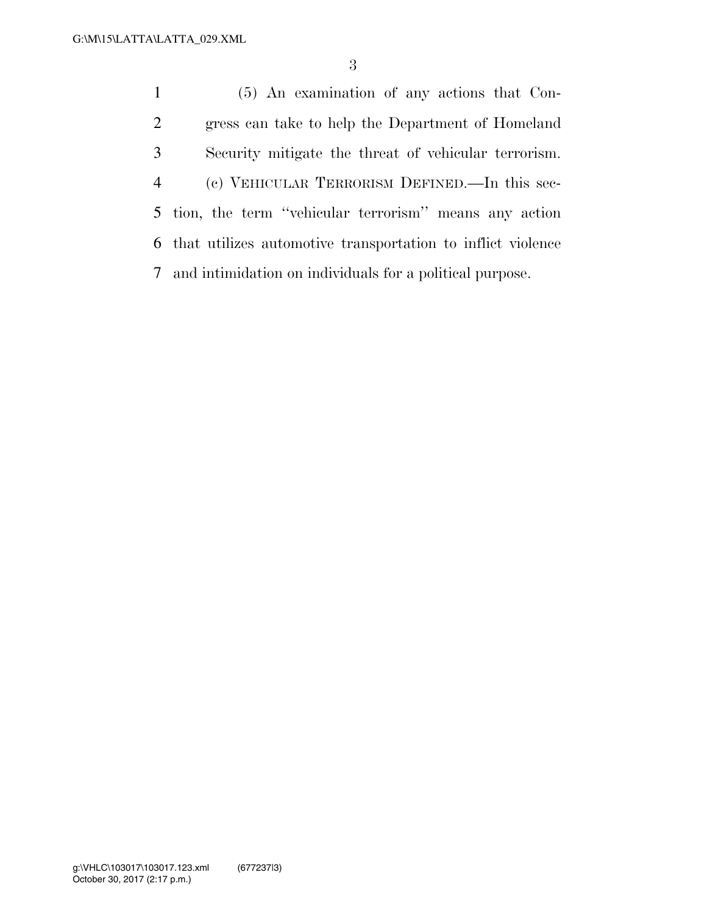(5) An examination of any actions that Congress can take to help the Department of Homeland Security mitigate the threat of vehicular terrorism.

(c) VEHICULAR TERRORISM DEFINED.—In this section, the term ''vehicular terrorism'' means any action that utilizes automotive transportation to inflict violence and intimidation on individuals for a political purpose.